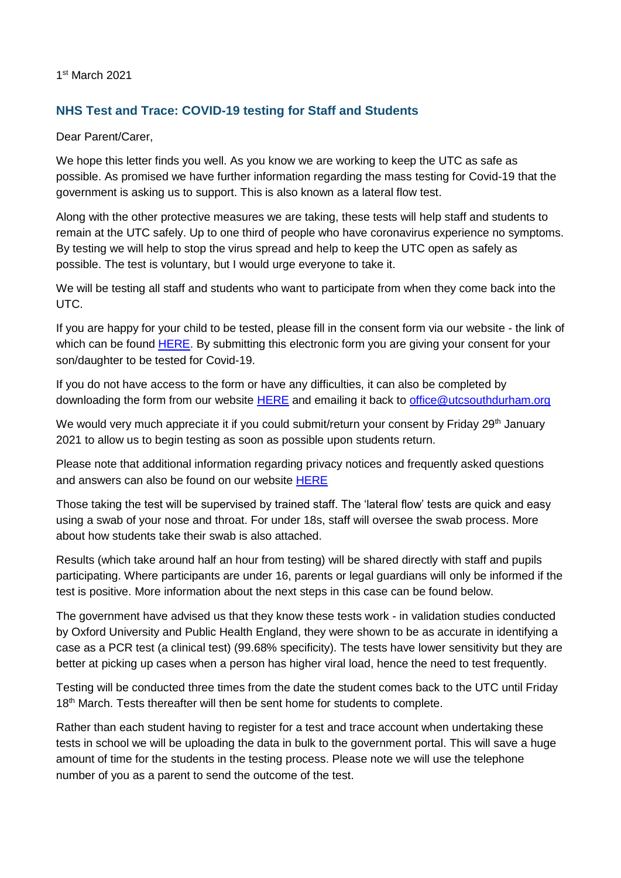1st March 2021

## NHS Test and Trace: COVID-19 testing for Staff and Students

Dear Parent/Carer,

We hope this letter finds you well. As you know we are working to keep the UTC as safe as possible. As promised we have further information regarding the mass testing for Covid-19 that the government is asking us to support. This is also known as a lateral flow test.

Along with the other protective measures we are taking, these tests will help staff and students to remain at the UTC safely. Up to one third of people who have coronavirus experience no symptoms. By testing we will help to stop the virus spread and help to keep the UTC open as safely as possible. The test is voluntary, but I would urge everyone to take it.

We will be testing all staff and students who want to participate from when they come back into the UTC.

If you are happy for your child to be tested, please fill in the consent form via our website - the link of which can be found HERE. By submitting this electronic form you are giving your consent for your son/daughter to be tested for Covid-19.

If you do not have access to the form or have any difficulties, it can also be completed by downloading the form from our website HERE and emailing it back to office@utcsouthdurham.org

We would very much appreciate it if you could submit/return your consent by Friday 29th January 2021 to allow us to begin testing as soon as possible upon students return.

Please note that additional information regarding privacy notices and frequently asked questions and answers can also be found on our website HERE

Those taking the test will be supervised by trained staff. The 'lateral flow' tests are quick and easy using a swab of your nose and throat. For under 18s, staff will oversee the swab process. More about how students take their swab is also attached.

Results (which take around half an hour from testing) will be shared directly with staff and pupils participating. Where participants are under 16, parents or legal guardians will only be informed if the test is positive. More information about the next steps in this case can be found below.

The government have advised us that they know these tests work - in validation studies conducted by Oxford University and Public Health England, they were shown to be as accurate in identifying a case as a PCR test (a clinical test) (99.68% specificity). The tests have lower sensitivity but they are better at picking up cases when a person has higher viral load, hence the need to test frequently.

Testing will be conducted three times from the date the student comes back to the UTC until Friday 18th March. Tests thereafter will then be sent home for students to complete.

Rather than each student having to register for a test and trace account when undertaking these tests in school we will be uploading the data in bulk to the government portal. This will save a huge amount of time for the students in the testing process. Please note we will use the telephone number of you as a parent to send the outcome of the test.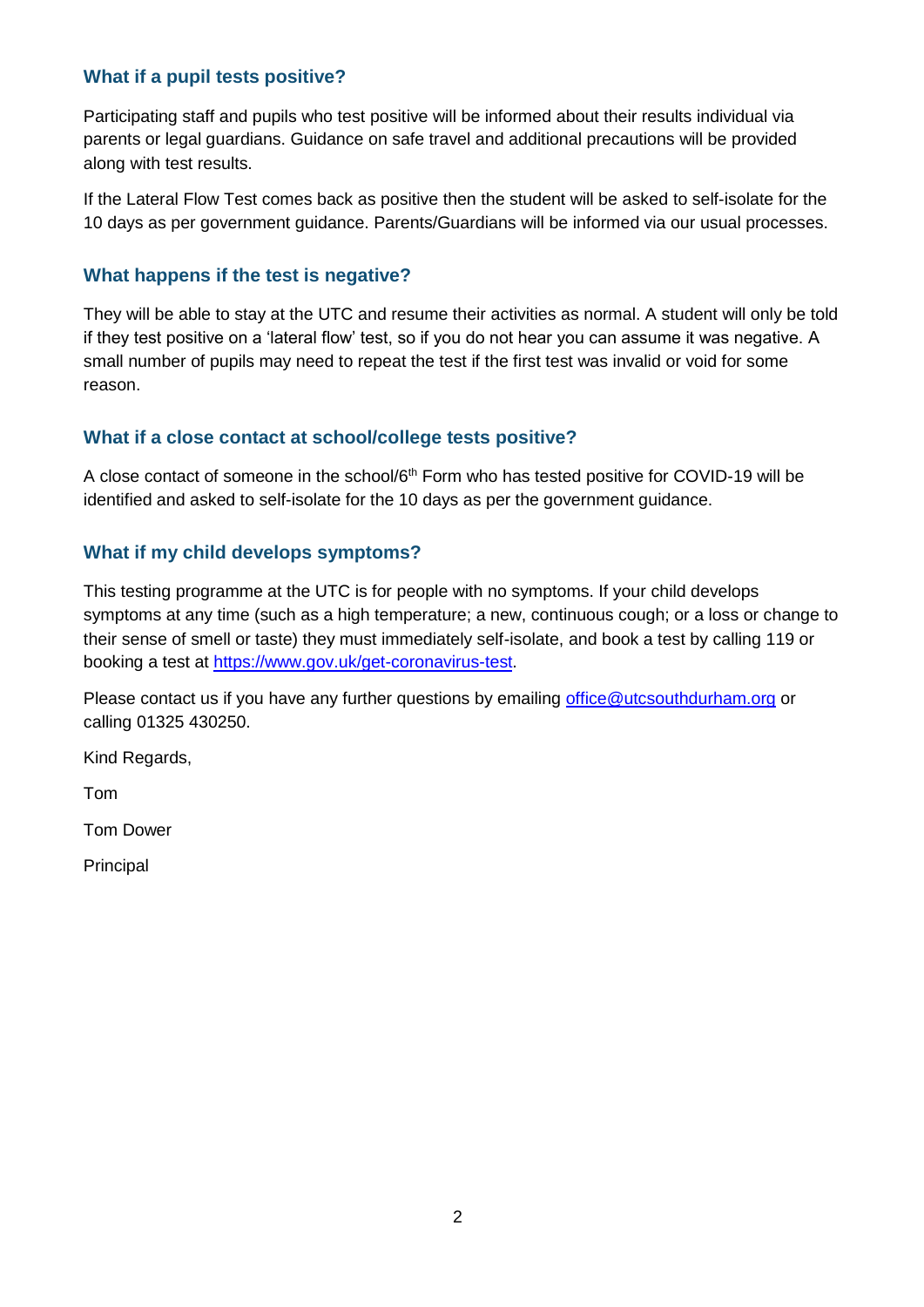### What if a pupil tests positive?

Participating staff and pupils who test positive will be informed about their results individual via parents or legal guardians. Guidance on safe travel and additional precautions will be provided along with test results.

If the Lateral Flow Test comes back as positive then the student will be asked to self-isolate for the 10 days as per government guidance. Parents/Guardians will be informed via our usual processes.

### What happens if the test is negative?

They will be able to stay at the UTC and resume their activities as normal. A student will only be told if they test positive on a 'lateral flow' test, so if you do not hear you can assume it was negative. A small number of pupils may need to repeat the test if the first test was invalid or void for some reason.

### What if a close contact at school/college tests positive?

A close contact of someone in the school/6th Form who has tested positive for COVID-19 will be identified and asked to self-isolate for the 10 days as per the government guidance.

### What if my child develops symptoms?

This testing programme at the UTC is for people with no symptoms. If your child develops symptoms at any time (such as a high temperature; a new, continuous cough; or a loss or change to their sense of smell or taste) they must immediately self-isolate, and book a test by calling 119 or booking a test at [https://www.gov.uk/get-coronavirus-test](https://www.gov.uk/get-coronavirus-test).

Please contact us if you have any further questions by emailing [office@utcsouthdurham.org](mailto:office@utcsouthdurham.org) or calling 01325 430250.

Kind Regards,

Tom

Tom Dower

Principal